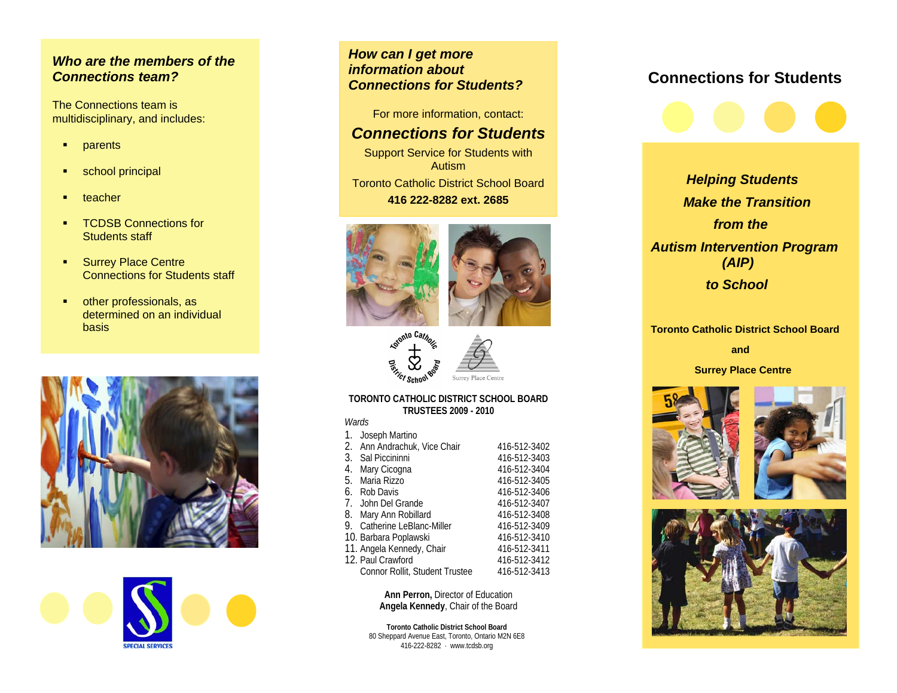### *Who are the members of the Connections team?*

The Connections team is multidisciplinary, and includes:

- parents
- school principal
- teacher
- TCDSB Connections for Students staff
- Surrey Place Centre Connections for Students staff
- other professionals, as determined on an individual basis

SPECIAL SERVICES

### *How can I get more information about Connections for Students?*

For more information, contact:

***Connections for Students***

Support Service for Students with Autism

Toronto Catholic District School Board

**416 222-8282 ext. 2685**

Toronto Catholic District School Board

Surrey Place Centre

**TORONTO CATHOLIC DISTRICT SCHOOL BOARD TRUSTEES 2009 - 2010**

*Wards*

| | | |
|---|---|---|
| 1. | Joseph Martino | |
| 2. | Ann Andrachuk, Vice Chair | 416-512-3402 |
| 3. | Sal Piccininni | 416-512-3403 |
| 4. | Mary Cicogna | 416-512-3404 |
| 5. | Maria Rizzo | 416-512-3405 |
| 6. | Rob Davis | 416-512-3406 |
| 7. | John Del Grande | 416-512-3407 |
| 8. | Mary Ann Robillard | 416-512-3408 |
| 9. | Catherine LeBlanc-Miller | 416-512-3409 |
| 10. | Barbara Poplawski | 416-512-3410 |
| 11. | Angela Kennedy, Chair | 416-512-3411 |
| 12. | Paul Crawford | 416-512-3412 |
| | Connor Rollit, Student Trustee | 416-512-3413 |

**Ann Perron,** Director of Education
**Angela Kennedy**, Chair of the Board

**Toronto Catholic District School Board**
80 Sheppard Avenue East, Toronto, Ontario M2N 6E8
416-222-8282 · www.tcdsb.org

## Connections for Students

***Helping Students Make the Transition from the Autism Intervention Program (AIP) to School***

**Toronto Catholic District School Board**

**and**

**Surrey Place Centre**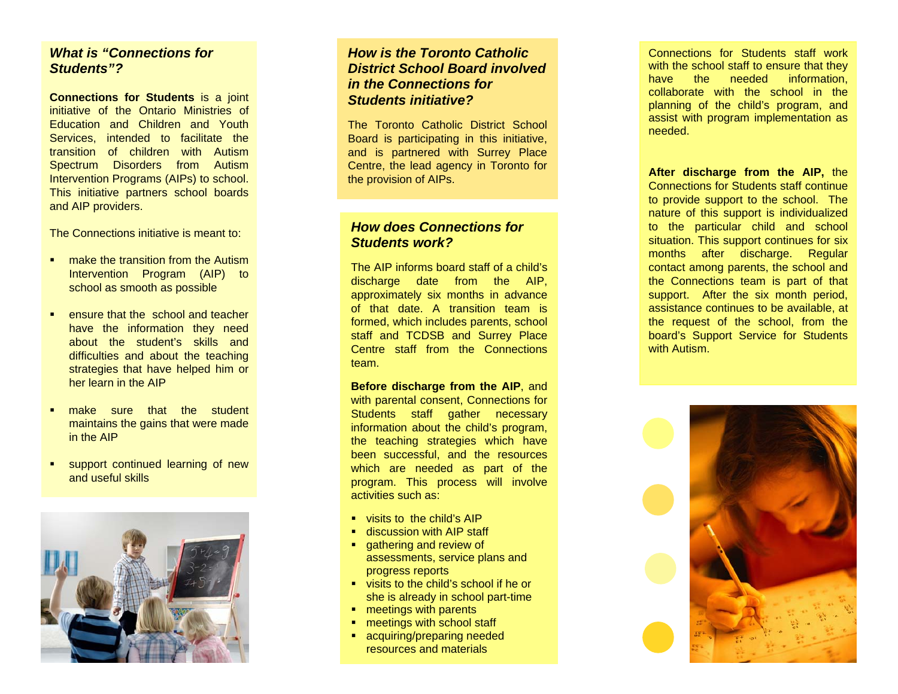### *What is "Connections for Students"?*

**Connections for Students** is a joint initiative of the Ontario Ministries of Education and Children and Youth Services, intended to facilitate the transition of children with Autism Spectrum Disorders from Autism Intervention Programs (AIPs) to school. This initiative partners school boards and AIP providers.

The Connections initiative is meant to:

- make the transition from the Autism Intervention Program (AIP) to school as smooth as possible
- ensure that the school and teacher have the information they need about the student's skills and difficulties and about the teaching strategies that have helped him or her learn in the AIP
- make sure that the student maintains the gains that were made in the AIP
- support continued learning of new and useful skills

### *How is the Toronto Catholic District School Board involved in the Connections for Students initiative?*

The Toronto Catholic District School Board is participating in this initiative, and is partnered with Surrey Place Centre, the lead agency in Toronto for the provision of AIPs.

### *How does Connections for Students work?*

The AIP informs board staff of a child's discharge date from the AIP, approximately six months in advance of that date. A transition team is formed, which includes parents, school staff and TCDSB and Surrey Place Centre staff from the Connections team.

**Before discharge from the AIP**, and with parental consent, Connections for Students staff gather necessary information about the child's program, the teaching strategies which have been successful, and the resources which are needed as part of the program. This process will involve activities such as:

- visits to the child's AIP
- discussion with AIP staff
- gathering and review of assessments, service plans and progress reports
- visits to the child's school if he or she is already in school part-time
- meetings with parents
- meetings with school staff
- acquiring/preparing needed resources and materials

Connections for Students staff work with the school staff to ensure that they have the needed information, collaborate with the school in the planning of the child's program, and assist with program implementation as needed.

**After discharge from the AIP,** the Connections for Students staff continue to provide support to the school. The nature of this support is individualized to the particular child and school situation. This support continues for six months after discharge. Regular contact among parents, the school and the Connections team is part of that support. After the six month period, assistance continues to be available, at the request of the school, from the board's Support Service for Students with Autism.